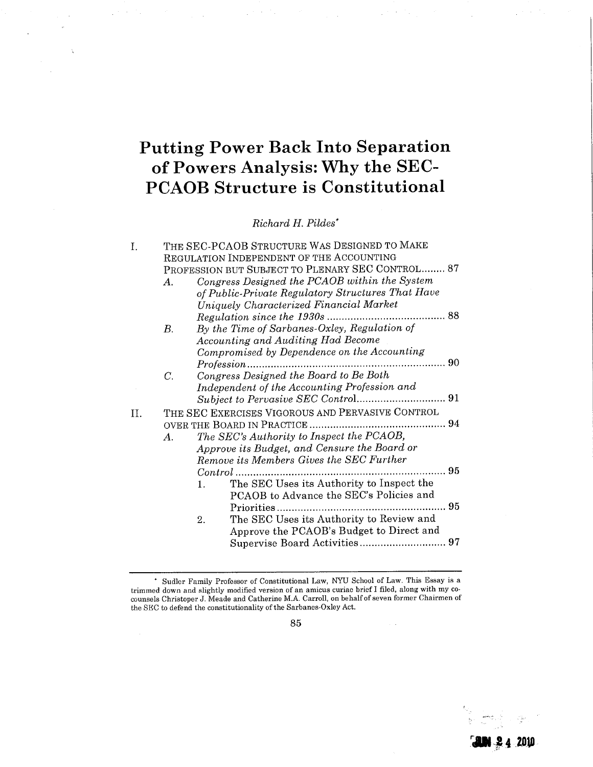# Putting Power Back Into Separation of Powers Analysis: Why the SEC-PCAOB Structure is Constitutional

*Richard H. Pildes*[*]

I. THE SEC-PCAOB STRUCTURE WAS DESIGNED TO MAKE REGULATION INDEPENDENT OF THE ACCOUNTING PROFESSION BUT SUBJECT TO PLENARY SEC CONTROL........ 87
   - A. *Congress Designed the PCAOB within the System of Public-Private Regulatory Structures That Have Uniquely Characterized Financial Market Regulation since the 1930s* ........ 88
   - B. *By the Time of Sarbanes-Oxley, Regulation of Accounting and Auditing Had Become Compromised by Dependence on the Accounting Profession* ........ 90
   - C. *Congress Designed the Board to Be Both Independent of the Accounting Profession and Subject to Pervasive SEC Control* ........ 91

II. THE SEC EXERCISES VIGOROUS AND PERVASIVE CONTROL OVER THE BOARD IN PRACTICE ........ 94
   - A. *The SEC's Authority to Inspect the PCAOB, Approve its Budget, and Censure the Board or Remove its Members Gives the SEC Further Control* ........ 95
     1. The SEC Uses its Authority to Inspect the PCAOB to Advance the SEC's Policies and Priorities ........ 95
     2. The SEC Uses its Authority to Review and Approve the PCAOB's Budget to Direct and Supervise Board Activities ........ 97

---

[*] Sudler Family Professor of Constitutional Law, NYU School of Law. This Essay is a trimmed down and slightly modified version of an amicus curiae brief I filed, along with my co-counsels Christoper J. Meade and Catherine M.A. Carroll, on behalf of seven former Chairmen of the SEC to defend the constitutionality of the Sarbanes-Oxley Act.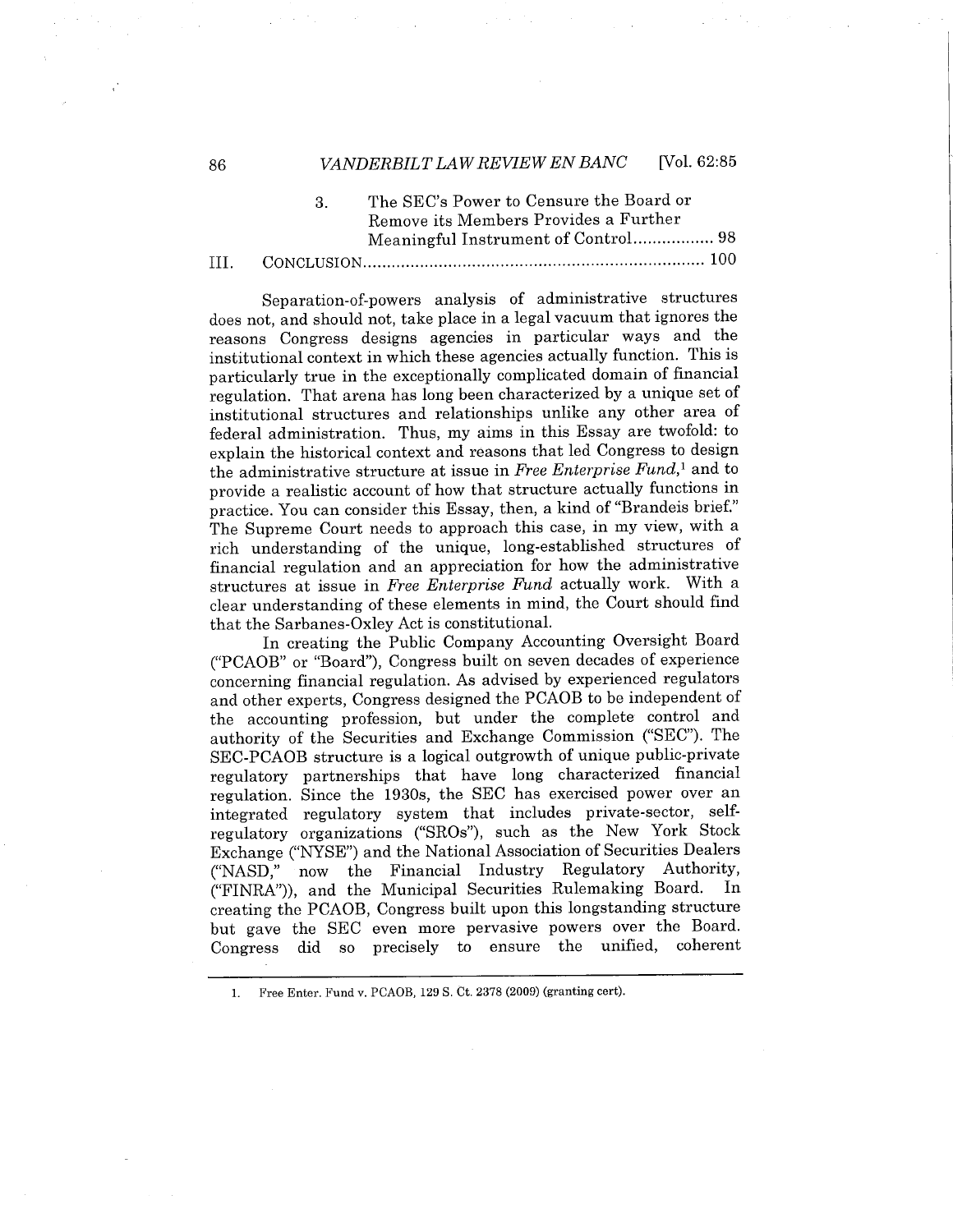3. The SEC's Power to Censure the Board or Remove its Members Provides a Further Meaningful Instrument of Control................. 98

III. CONCLUSION........................................................................ 100

Separation-of-powers analysis of administrative structures does not, and should not, take place in a legal vacuum that ignores the reasons Congress designs agencies in particular ways and the institutional context in which these agencies actually function. This is particularly true in the exceptionally complicated domain of financial regulation. That arena has long been characterized by a unique set of institutional structures and relationships unlike any other area of federal administration. Thus, my aims in this Essay are twofold: to explain the historical context and reasons that led Congress to design the administrative structure at issue in *Free Enterprise Fund*,[1] and to provide a realistic account of how that structure actually functions in practice. You can consider this Essay, then, a kind of "Brandeis brief." The Supreme Court needs to approach this case, in my view, with a rich understanding of the unique, long-established structures of financial regulation and an appreciation for how the administrative structures at issue in *Free Enterprise Fund* actually work. With a clear understanding of these elements in mind, the Court should find that the Sarbanes-Oxley Act is constitutional.

In creating the Public Company Accounting Oversight Board ("PCAOB" or "Board"), Congress built on seven decades of experience concerning financial regulation. As advised by experienced regulators and other experts, Congress designed the PCAOB to be independent of the accounting profession, but under the complete control and authority of the Securities and Exchange Commission ("SEC"). The SEC-PCAOB structure is a logical outgrowth of unique public-private regulatory partnerships that have long characterized financial regulation. Since the 1930s, the SEC has exercised power over an integrated regulatory system that includes private-sector, self-regulatory organizations ("SROs"), such as the New York Stock Exchange ("NYSE") and the National Association of Securities Dealers ("NASD," now the Financial Industry Regulatory Authority, ("FINRA")), and the Municipal Securities Rulemaking Board. In creating the PCAOB, Congress built upon this longstanding structure but gave the SEC even more pervasive powers over the Board. Congress did so precisely to ensure the unified, coherent

1. Free Enter. Fund v. PCAOB, 129 S. Ct. 2378 (2009) (granting cert).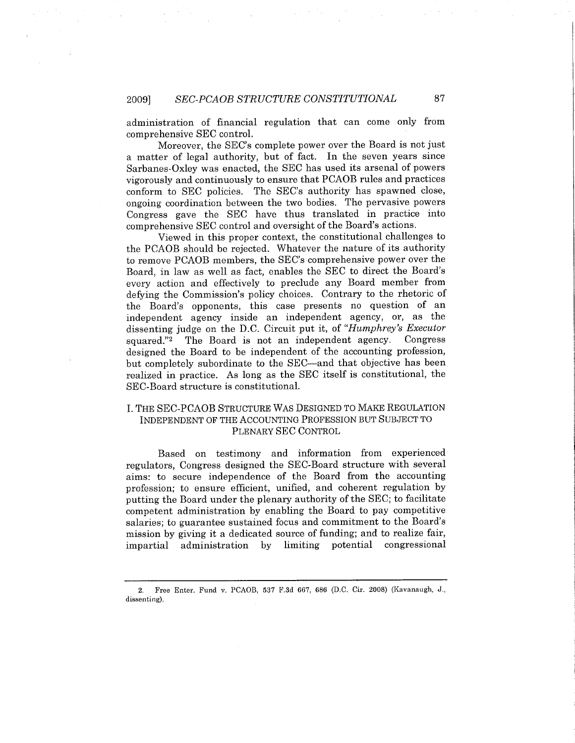administration of financial regulation that can come only from comprehensive SEC control.

Moreover, the SEC's complete power over the Board is not just a matter of legal authority, but of fact. In the seven years since Sarbanes-Oxley was enacted, the SEC has used its arsenal of powers vigorously and continuously to ensure that PCAOB rules and practices conform to SEC policies. The SEC's authority has spawned close, ongoing coordination between the two bodies. The pervasive powers Congress gave the SEC have thus translated in practice into comprehensive SEC control and oversight of the Board's actions.

Viewed in this proper context, the constitutional challenges to the PCAOB should be rejected. Whatever the nature of its authority to remove PCAOB members, the SEC's comprehensive power over the Board, in law as well as fact, enables the SEC to direct the Board's every action and effectively to preclude any Board member from defying the Commission's policy choices. Contrary to the rhetoric of the Board's opponents, this case presents no question of an independent agency inside an independent agency, or, as the dissenting judge on the D.C. Circuit put it, of "*Humphrey's Executor* squared."[2] The Board is not an independent agency. Congress designed the Board to be independent of the accounting profession, but completely subordinate to the SEC—and that objective has been realized in practice. As long as the SEC itself is constitutional, the SEC-Board structure is constitutional.

## I. THE SEC-PCAOB STRUCTURE WAS DESIGNED TO MAKE REGULATION INDEPENDENT OF THE ACCOUNTING PROFESSION BUT SUBJECT TO PLENARY SEC CONTROL

Based on testimony and information from experienced regulators, Congress designed the SEC-Board structure with several aims: to secure independence of the Board from the accounting profession; to ensure efficient, unified, and coherent regulation by putting the Board under the plenary authority of the SEC; to facilitate competent administration by enabling the Board to pay competitive salaries; to guarantee sustained focus and commitment to the Board's mission by giving it a dedicated source of funding; and to realize fair, impartial administration by limiting potential congressional

---

2. Free Enter. Fund v. PCAOB, 537 F.3d 667, 686 (D.C. Cir. 2008) (Kavanaugh, J., dissenting).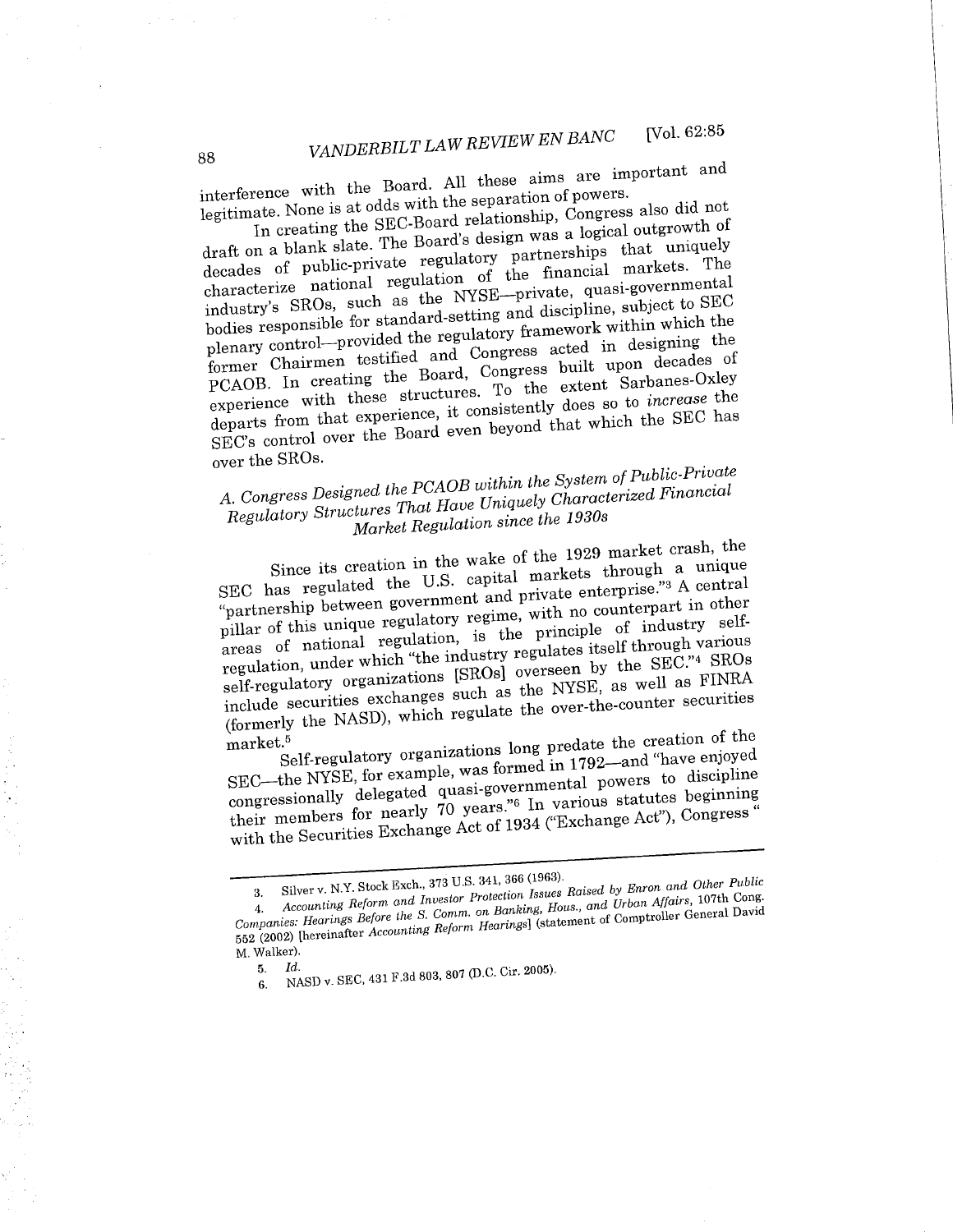interference with the Board. All these aims are important and legitimate. None is at odds with the separation of powers.

In creating the SEC-Board relationship, Congress also did not draft on a blank slate. The Board's design was a logical outgrowth of decades of public-private regulatory partnerships that uniquely characterize national regulation of the financial markets. The industry's SROs, such as the NYSE—private, quasi-governmental bodies responsible for standard-setting and discipline, subject to SEC plenary control—provided the regulatory framework within which the former Chairmen testified and Congress acted in designing the PCAOB. In creating the Board, Congress built upon decades of experience with these structures. To the extent Sarbanes-Oxley departs from that experience, it consistently does so to *increase* the SEC's control over the Board even beyond that which the SEC has over the SROs.

### *A. Congress Designed the PCAOB within the System of Public-Private Regulatory Structures That Have Uniquely Characterized Financial Market Regulation since the 1930s*

Since its creation in the wake of the 1929 market crash, the SEC has regulated the U.S. capital markets through a unique "partnership between government and private enterprise."[3] A central pillar of this unique regulatory regime, with no counterpart in other areas of national regulation, is the principle of industry self-regulation, under which "the industry regulates itself through various self-regulatory organizations [SROs] overseen by the SEC."[4] SROs include securities exchanges such as the NYSE, as well as FINRA (formerly the NASD), which regulate the over-the-counter securities market.[5]

Self-regulatory organizations long predate the creation of the SEC—the NYSE, for example, was formed in 1792—and "have enjoyed congressionally delegated quasi-governmental powers to discipline their members for nearly 70 years."[6] In various statutes beginning with the Securities Exchange Act of 1934 ("Exchange Act"), Congress "

---

3. Silver v. N.Y. Stock Exch., 373 U.S. 341, 366 (1963).

4. *Accounting Reform and Investor Protection Issues Raised by Enron and Other Public Companies: Hearings Before the S. Comm. on Banking, Hous., and Urban Affairs*, 107th Cong. 552 (2002) [hereinafter *Accounting Reform Hearings*] (statement of Comptroller General David M. Walker).

5. *Id.*

6. NASD v. SEC, 431 F.3d 803, 807 (D.C. Cir. 2005).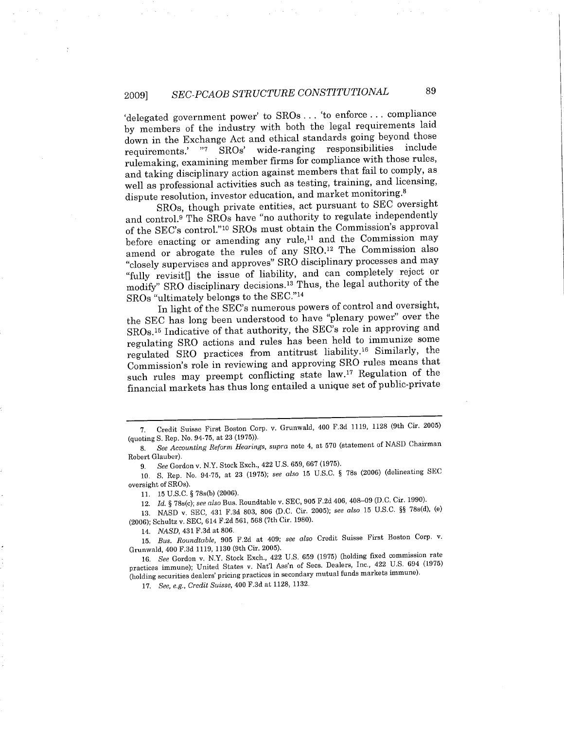'delegated government power' to SROs . . . 'to enforce . . . compliance by members of the industry with both the legal requirements laid down in the Exchange Act and ethical standards going beyond those requirements.' "[7] SROs' wide-ranging responsibilities include rulemaking, examining member firms for compliance with those rules, and taking disciplinary action against members that fail to comply, as well as professional activities such as testing, training, and licensing, dispute resolution, investor education, and market monitoring.[8]

SROs, though private entities, act pursuant to SEC oversight and control.[9] The SROs have "no authority to regulate independently of the SEC's control."[10] SROs must obtain the Commission's approval before enacting or amending any rule,[11] and the Commission may amend or abrogate the rules of any SRO.[12] The Commission also "closely supervises and approves" SRO disciplinary processes and may "fully revisit[] the issue of liability, and can completely reject or modify" SRO disciplinary decisions.[13] Thus, the legal authority of the SROs "ultimately belongs to the SEC."[14]

In light of the SEC's numerous powers of control and oversight, the SEC has long been understood to have "plenary power" over the SROs.[15] Indicative of that authority, the SEC's role in approving and regulating SRO actions and rules has been held to immunize some regulated SRO practices from antitrust liability.[16] Similarly, the Commission's role in reviewing and approving SRO rules means that such rules may preempt conflicting state law.[17] Regulation of the financial markets has thus long entailed a unique set of public-private

---

7. Credit Suisse First Boston Corp. v. Grunwald, 400 F.3d 1119, 1128 (9th Cir. 2005) (quoting S. Rep. No. 94-75, at 23 (1975)).

8. *See Accounting Reform Hearings*, *supra* note 4, at 570 (statement of NASD Chairman Robert Glauber).

9. *See* Gordon v. N.Y. Stock Exch., 422 U.S. 659, 667 (1975).

10. S. Rep. No. 94-75, at 23 (1975); *see also* 15 U.S.C. § 78s (2006) (delineating SEC oversight of SROs).

11. 15 U.S.C. § 78s(b) (2006).

12. *Id.* § 78s(c); *see also* Bus. Roundtable v. SEC, 905 F.2d 406, 408–09 (D.C. Cir. 1990).

13. NASD v. SEC, 431 F.3d 803, 806 (D.C. Cir. 2005); *see also* 15 U.S.C. §§ 78s(d), (e) (2006); Schultz v. SEC, 614 F.2d 561, 568 (7th Cir. 1980).

14. *NASD*, 431 F.3d at 806.

15. *Bus. Roundtable*, 905 F.2d at 409; *see also* Credit Suisse First Boston Corp. v. Grunwald, 400 F.3d 1119, 1130 (9th Cir. 2005).

16. *See* Gordon v. N.Y. Stock Exch., 422 U.S. 659 (1975) (holding fixed commission rate practices immune); United States v. Nat'l Ass'n of Secs. Dealers, Inc., 422 U.S. 694 (1975) (holding securities dealers' pricing practices in secondary mutual funds markets immune).

17. *See, e.g.*, *Credit Suisse*, 400 F.3d at 1128, 1132.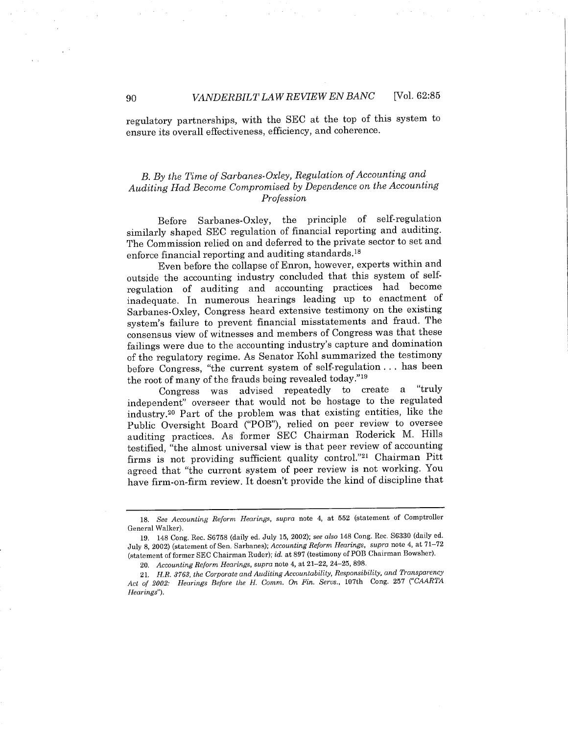regulatory partnerships, with the SEC at the top of this system to ensure its overall effectiveness, efficiency, and coherence.

### *B. By the Time of Sarbanes-Oxley, Regulation of Accounting and Auditing Had Become Compromised by Dependence on the Accounting Profession*

Before Sarbanes-Oxley, the principle of self-regulation similarly shaped SEC regulation of financial reporting and auditing. The Commission relied on and deferred to the private sector to set and enforce financial reporting and auditing standards.[18]

Even before the collapse of Enron, however, experts within and outside the accounting industry concluded that this system of self-regulation of auditing and accounting practices had become inadequate. In numerous hearings leading up to enactment of Sarbanes-Oxley, Congress heard extensive testimony on the existing system's failure to prevent financial misstatements and fraud. The consensus view of witnesses and members of Congress was that these failings were due to the accounting industry's capture and domination of the regulatory regime. As Senator Kohl summarized the testimony before Congress, "the current system of self-regulation . . . has been the root of many of the frauds being revealed today."[19]

Congress was advised repeatedly to create a "truly independent" overseer that would not be hostage to the regulated industry.[20] Part of the problem was that existing entities, like the Public Oversight Board ("POB"), relied on peer review to oversee auditing practices. As former SEC Chairman Roderick M. Hills testified, "the almost universal view is that peer review of accounting firms is not providing sufficient quality control."[21] Chairman Pitt agreed that "the current system of peer review is not working. You have firm-on-firm review. It doesn't provide the kind of discipline that

---

18. *See Accounting Reform Hearings*, *supra* note 4, at 552 (statement of Comptroller General Walker).

19. 148 Cong. Rec. S6758 (daily ed. July 15, 2002); *see also* 148 Cong. Rec. S6330 (daily ed. July 8, 2002) (statement of Sen. Sarbanes); *Accounting Reform Hearings*, *supra* note 4, at 71–72 (statement of former SEC Chairman Ruder); *id.* at 897 (testimony of POB Chairman Bowsher).

20. *Accounting Reform Hearings*, *supra* note 4, at 21–22, 24–25, 898.

21. *H.R. 3763, the Corporate and Auditing Accountability, Responsibility, and Transparency Act of 2002: Hearings Before the H. Comm. On Fin. Servs.*, 107th Cong. 257 ("*CAARTA Hearings*").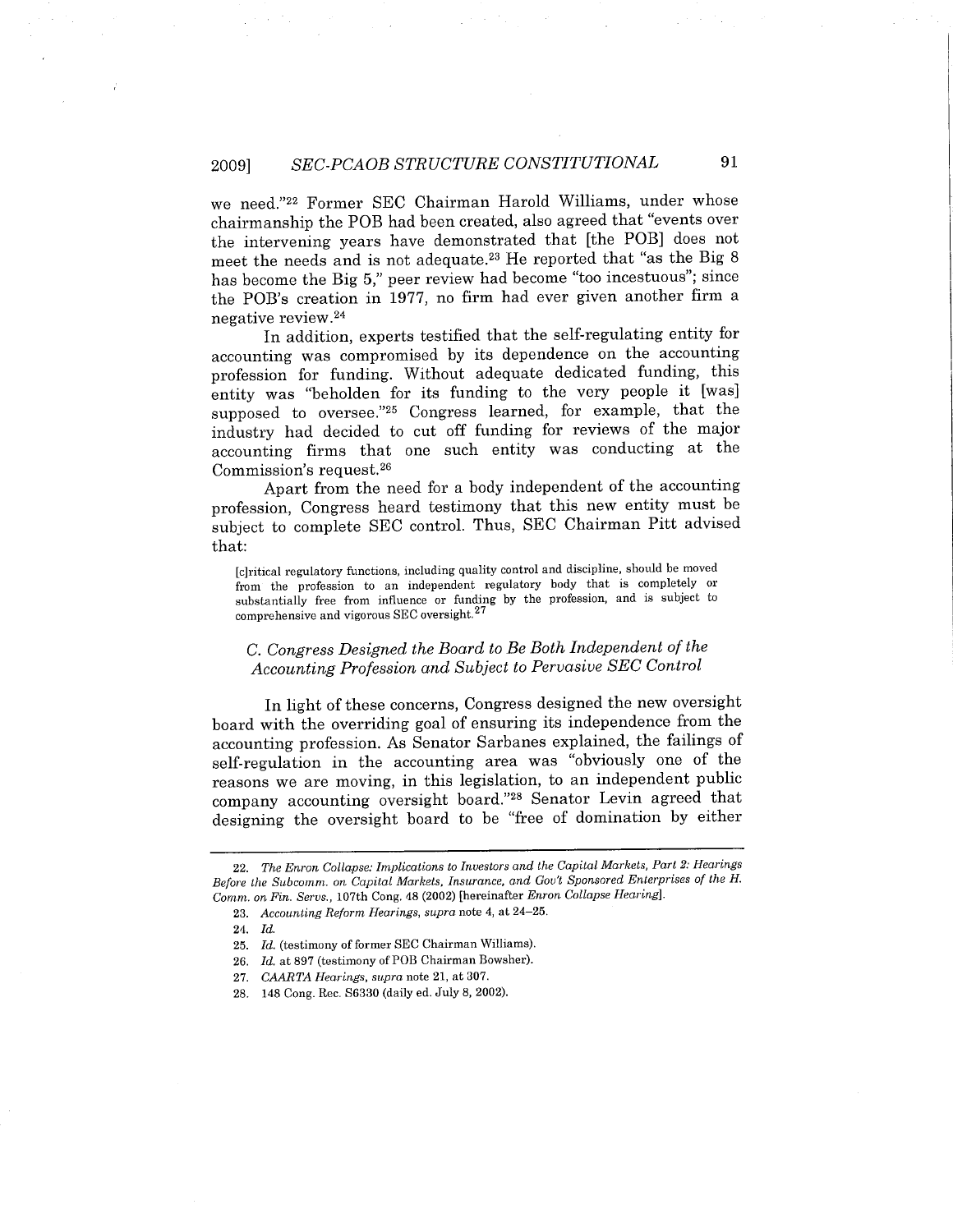we need."[22] Former SEC Chairman Harold Williams, under whose chairmanship the POB had been created, also agreed that "events over the intervening years have demonstrated that [the POB] does not meet the needs and is not adequate.[23] He reported that "as the Big 8 has become the Big 5," peer review had become "too incestuous"; since the POB's creation in 1977, no firm had ever given another firm a negative review.[24]

In addition, experts testified that the self-regulating entity for accounting was compromised by its dependence on the accounting profession for funding. Without adequate dedicated funding, this entity was "beholden for its funding to the very people it [was] supposed to oversee."[25] Congress learned, for example, that the industry had decided to cut off funding for reviews of the major accounting firms that one such entity was conducting at the Commission's request.[26]

Apart from the need for a body independent of the accounting profession, Congress heard testimony that this new entity must be subject to complete SEC control. Thus, SEC Chairman Pitt advised that:

> [c]ritical regulatory functions, including quality control and discipline, should be moved from the profession to an independent regulatory body that is completely or substantially free from influence or funding by the profession, and is subject to comprehensive and vigorous SEC oversight.[27]

### *C. Congress Designed the Board to Be Both Independent of the Accounting Profession and Subject to Pervasive SEC Control*

In light of these concerns, Congress designed the new oversight board with the overriding goal of ensuring its independence from the accounting profession. As Senator Sarbanes explained, the failings of self-regulation in the accounting area was "obviously one of the reasons we are moving, in this legislation, to an independent public company accounting oversight board."[28] Senator Levin agreed that designing the oversight board to be "free of domination by either

---

22. *The Enron Collapse: Implications to Investors and the Capital Markets, Part 2: Hearings Before the Subcomm. on Capital Markets, Insurance, and Gov't Sponsored Enterprises of the H. Comm. on Fin. Servs.*, 107th Cong. 48 (2002) [hereinafter *Enron Collapse Hearing*].

23. *Accounting Reform Hearings*, *supra* note 4, at 24–25.

24. *Id.*

25. *Id.* (testimony of former SEC Chairman Williams).

26. *Id.* at 897 (testimony of POB Chairman Bowsher).

27. *CAARTA Hearings*, *supra* note 21, at 307.

28. 148 Cong. Rec. S6330 (daily ed. July 8, 2002).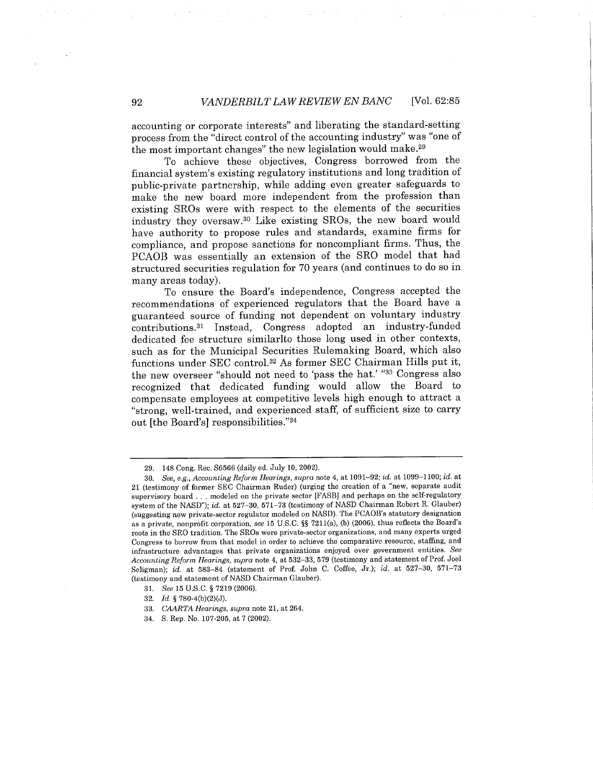accounting or corporate interests" and liberating the standard-setting process from the "direct control of the accounting industry" was "one of the most important changes" the new legislation would make.[29]

To achieve these objectives, Congress borrowed from the financial system's existing regulatory institutions and long tradition of public-private partnership, while adding even greater safeguards to make the new board more independent from the profession than existing SROs were with respect to the elements of the securities industry they oversaw.[30] Like existing SROs, the new board would have authority to propose rules and standards, examine firms for compliance, and propose sanctions for noncompliant firms. Thus, the PCAOB was essentially an extension of the SRO model that had structured securities regulation for 70 years (and continues to do so in many areas today).

To ensure the Board's independence, Congress accepted the recommendations of experienced regulators that the Board have a guaranteed source of funding not dependent on voluntary industry contributions.[31] Instead, Congress adopted an industry-funded dedicated fee structure similarlto those long used in other contexts, such as for the Municipal Securities Rulemaking Board, which also functions under SEC control.[32] As former SEC Chairman Hills put it, the new overseer "should not need to 'pass the hat.' "[33] Congress also recognized that dedicated funding would allow the Board to compensate employees at competitive levels high enough to attract a "strong, well-trained, and experienced staff, of sufficient size to carry out [the Board's] responsibilities."[34]

---

29. 148 Cong. Rec. S6566 (daily ed. July 10, 2002).

30. *See, e.g.*, *Accounting Reform Hearings*, *supra* note 4, at 1091–92; *id.* at 1099–1100; *id.* at 21 (testimony of former SEC Chairman Ruder) (urging the creation of a "new, separate audit supervisory board . . . modeled on the private sector [FASB] and perhaps on the self-regulatory system of the NASD"); *id.* at 527–30, 571–73 (testimony of NASD Chairman Robert R. Glauber) (suggesting new private-sector regulator modeled on NASD). The PCAOB's statutory designation as a private, nonprofit corporation, *see* 15 U.S.C. §§ 7211(a), (b) (2006), thus reflects the Board's roots in the SRO tradition. The SROs were private-sector organizations, and many experts urged Congress to borrow from that model in order to achieve the comparative resource, staffing, and infrastructure advantages that private organizations enjoyed over government entities. *See Accounting Reform Hearings*, *supra* note 4, at 532–33, 579 (testimony and statement of Prof. Joel Seligman); *id.* at 583–84 (statement of Prof. John C. Coffee, Jr.); *id.* at 527–30, 571–73 (testimony and statement of NASD Chairman Glauber).

31. *See* 15 U.S.C. § 7219 (2006).

32. *Id.* § 78o-4(b)(2)(J).

33. *CAARTA Hearings*, *supra* note 21, at 264.

34. S. Rep. No. 107-205, at 7 (2002).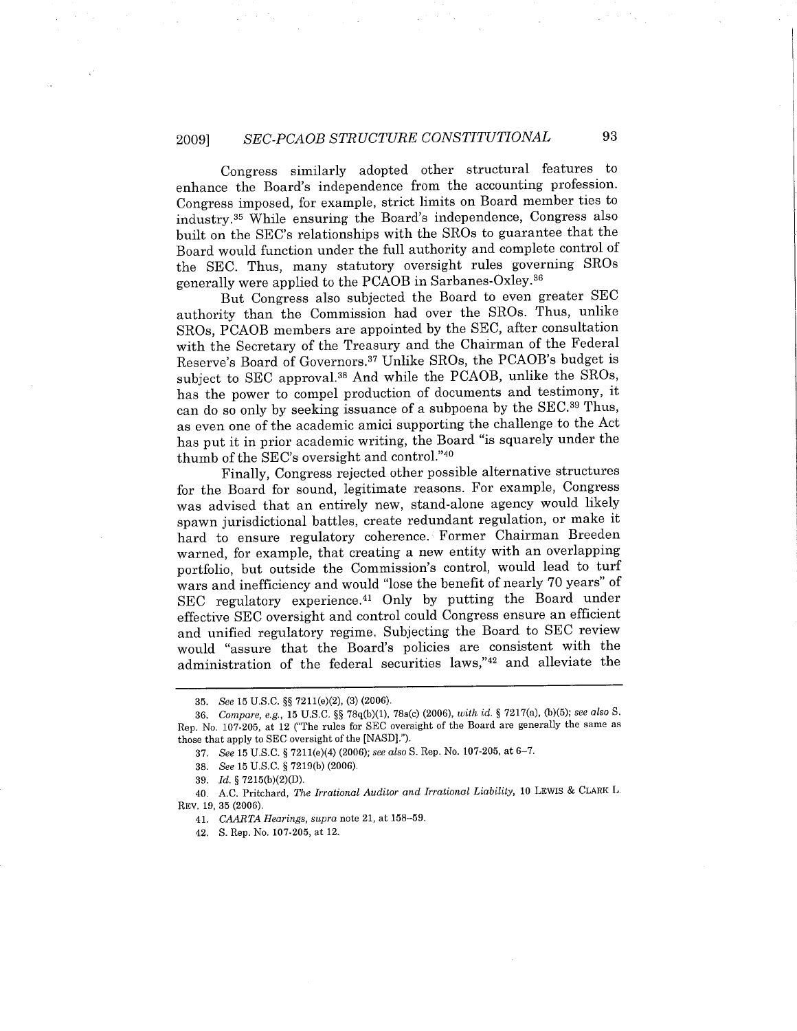Congress similarly adopted other structural features to enhance the Board's independence from the accounting profession. Congress imposed, for example, strict limits on Board member ties to industry.[35] While ensuring the Board's independence, Congress also built on the SEC's relationships with the SROs to guarantee that the Board would function under the full authority and complete control of the SEC. Thus, many statutory oversight rules governing SROs generally were applied to the PCAOB in Sarbanes-Oxley.[36]

But Congress also subjected the Board to even greater SEC authority than the Commission had over the SROs. Thus, unlike SROs, PCAOB members are appointed by the SEC, after consultation with the Secretary of the Treasury and the Chairman of the Federal Reserve's Board of Governors.[37] Unlike SROs, the PCAOB's budget is subject to SEC approval.[38] And while the PCAOB, unlike the SROs, has the power to compel production of documents and testimony, it can do so only by seeking issuance of a subpoena by the SEC.[39] Thus, as even one of the academic amici supporting the challenge to the Act has put it in prior academic writing, the Board "is squarely under the thumb of the SEC's oversight and control."[40]

Finally, Congress rejected other possible alternative structures for the Board for sound, legitimate reasons. For example, Congress was advised that an entirely new, stand-alone agency would likely spawn jurisdictional battles, create redundant regulation, or make it hard to ensure regulatory coherence. Former Chairman Breeden warned, for example, that creating a new entity with an overlapping portfolio, but outside the Commission's control, would lead to turf wars and inefficiency and would "lose the benefit of nearly 70 years" of SEC regulatory experience.[41] Only by putting the Board under effective SEC oversight and control could Congress ensure an efficient and unified regulatory regime. Subjecting the Board to SEC review would "assure that the Board's policies are consistent with the administration of the federal securities laws,"[42] and alleviate the

---

35. *See* 15 U.S.C. §§ 7211(e)(2), (3) (2006).

36. *Compare, e.g.*, 15 U.S.C. §§ 78q(b)(1), 78s(c) (2006), *with id.* § 7217(a), (b)(5); *see also* S. Rep. No. 107-205, at 12 ("The rules for SEC oversight of the Board are generally the same as those that apply to SEC oversight of the [NASD].").

37. *See* 15 U.S.C. § 7211(e)(4) (2006); *see also* S. Rep. No. 107-205, at 6–7.

38. *See* 15 U.S.C. § 7219(b) (2006).

39. *Id.* § 7215(b)(2)(D).

40. A.C. Pritchard, *The Irrational Auditor and Irrational Liability*, 10 LEWIS & CLARK L. REV. 19, 35 (2006).

41. *CAARTA Hearings*, *supra* note 21, at 158–59.

42. S. Rep. No. 107-205, at 12.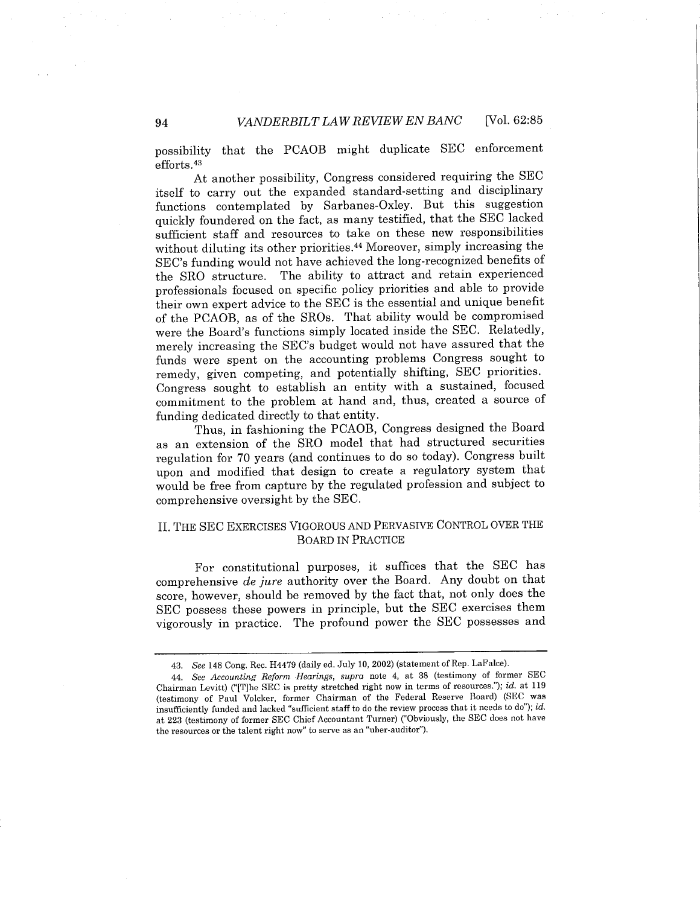possibility that the PCAOB might duplicate SEC enforcement efforts.[43]

At another possibility, Congress considered requiring the SEC itself to carry out the expanded standard-setting and disciplinary functions contemplated by Sarbanes-Oxley. But this suggestion quickly foundered on the fact, as many testified, that the SEC lacked sufficient staff and resources to take on these new responsibilities without diluting its other priorities.[44] Moreover, simply increasing the SEC's funding would not have achieved the long-recognized benefits of the SRO structure. The ability to attract and retain experienced professionals focused on specific policy priorities and able to provide their own expert advice to the SEC is the essential and unique benefit of the PCAOB, as of the SROs. That ability would be compromised were the Board's functions simply located inside the SEC. Relatedly, merely increasing the SEC's budget would not have assured that the funds were spent on the accounting problems Congress sought to remedy, given competing, and potentially shifting, SEC priorities. Congress sought to establish an entity with a sustained, focused commitment to the problem at hand and, thus, created a source of funding dedicated directly to that entity.

Thus, in fashioning the PCAOB, Congress designed the Board as an extension of the SRO model that had structured securities regulation for 70 years (and continues to do so today). Congress built upon and modified that design to create a regulatory system that would be free from capture by the regulated profession and subject to comprehensive oversight by the SEC.

## II. THE SEC EXERCISES VIGOROUS AND PERVASIVE CONTROL OVER THE BOARD IN PRACTICE

For constitutional purposes, it suffices that the SEC has comprehensive *de jure* authority over the Board. Any doubt on that score, however, should be removed by the fact that, not only does the SEC possess these powers in principle, but the SEC exercises them vigorously in practice. The profound power the SEC possesses and

---

43. *See* 148 Cong. Rec. H4479 (daily ed. July 10, 2002) (statement of Rep. LaFalce).

44. *See Accounting Reform Hearings*, *supra* note 4, at 38 (testimony of former SEC Chairman Levitt) ("[T]he SEC is pretty stretched right now in terms of resources."); *id.* at 119 (testimony of Paul Volcker, former Chairman of the Federal Reserve Board) (SEC was insufficiently funded and lacked "sufficient staff to do the review process that it needs to do"); *id.* at 223 (testimony of former SEC Chief Accountant Turner) ("Obviously, the SEC does not have the resources or the talent right now" to serve as an "uber-auditor").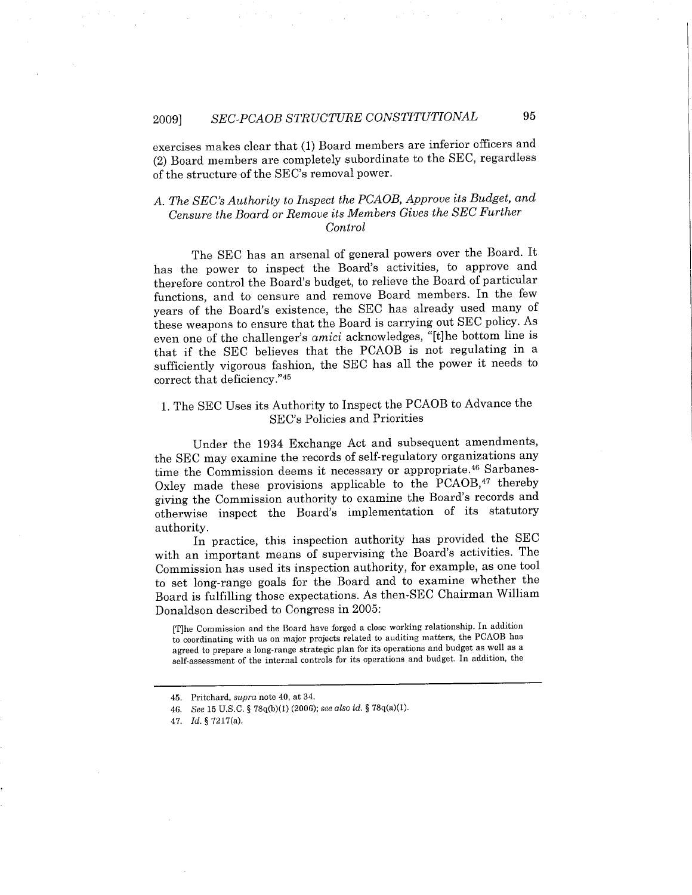exercises makes clear that (1) Board members are inferior officers and (2) Board members are completely subordinate to the SEC, regardless of the structure of the SEC's removal power.

### *A. The SEC's Authority to Inspect the PCAOB, Approve its Budget, and Censure the Board or Remove its Members Gives the SEC Further Control*

The SEC has an arsenal of general powers over the Board. It has the power to inspect the Board's activities, to approve and therefore control the Board's budget, to relieve the Board of particular functions, and to censure and remove Board members. In the few years of the Board's existence, the SEC has already used many of these weapons to ensure that the Board is carrying out SEC policy. As even one of the challenger's *amici* acknowledges, "[t]he bottom line is that if the SEC believes that the PCAOB is not regulating in a sufficiently vigorous fashion, the SEC has all the power it needs to correct that deficiency."[45]

#### 1. The SEC Uses its Authority to Inspect the PCAOB to Advance the SEC's Policies and Priorities

Under the 1934 Exchange Act and subsequent amendments, the SEC may examine the records of self-regulatory organizations any time the Commission deems it necessary or appropriate.[46] Sarbanes-Oxley made these provisions applicable to the PCAOB,[47] thereby giving the Commission authority to examine the Board's records and otherwise inspect the Board's implementation of its statutory authority.

In practice, this inspection authority has provided the SEC with an important means of supervising the Board's activities. The Commission has used its inspection authority, for example, as one tool to set long-range goals for the Board and to examine whether the Board is fulfilling those expectations. As then-SEC Chairman William Donaldson described to Congress in 2005:

> [T]he Commission and the Board have forged a close working relationship. In addition to coordinating with us on major projects related to auditing matters, the PCAOB has agreed to prepare a long-range strategic plan for its operations and budget as well as a self-assessment of the internal controls for its operations and budget. In addition, the

---

45. Pritchard, *supra* note 40, at 34.

46. *See* 15 U.S.C. § 78q(b)(1) (2006); *see also id.* § 78q(a)(1).

47. *Id.* § 7217(a).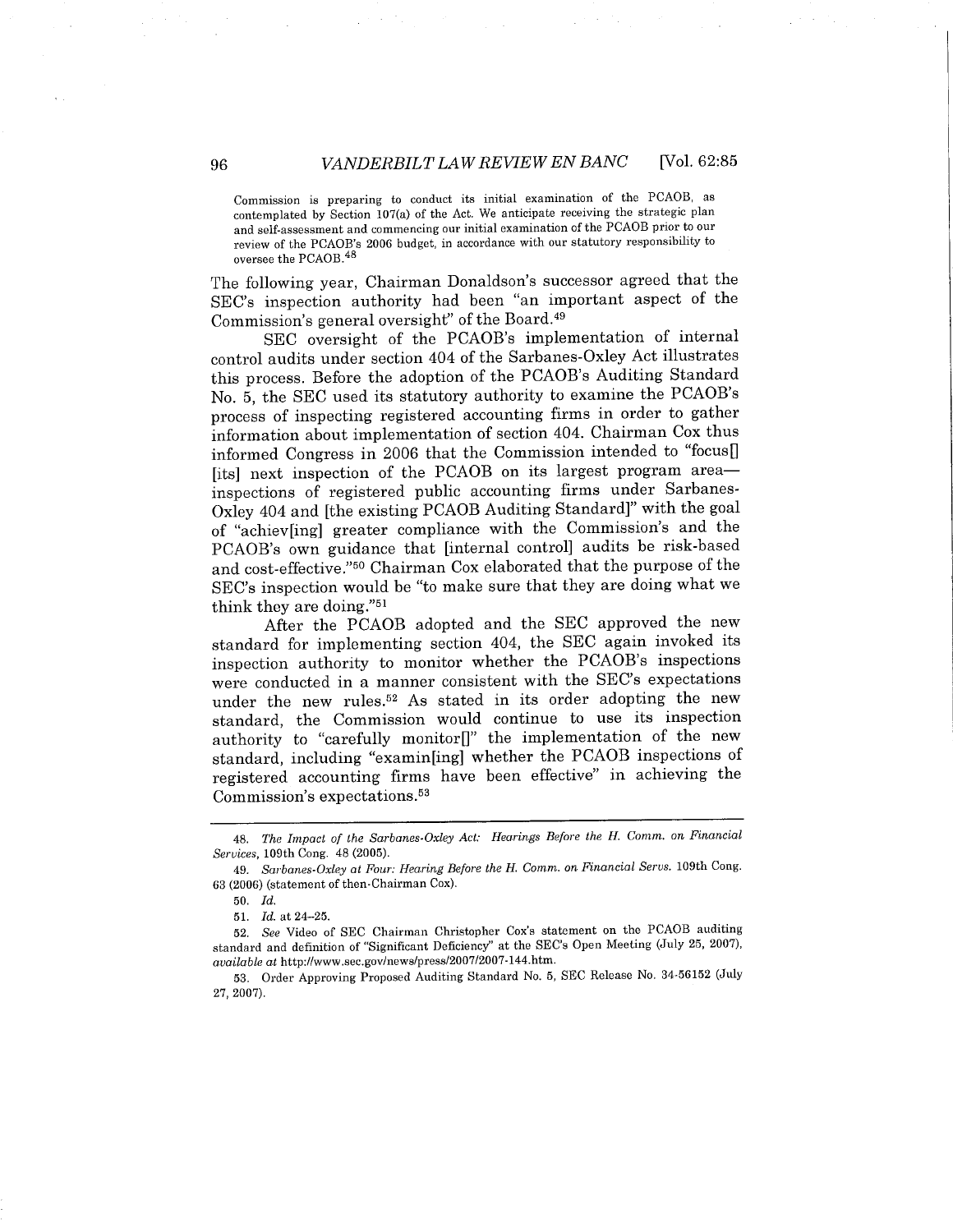Commission is preparing to conduct its initial examination of the PCAOB, as contemplated by Section 107(a) of the Act. We anticipate receiving the strategic plan and self-assessment and commencing our initial examination of the PCAOB prior to our review of the PCAOB's 2006 budget, in accordance with our statutory responsibility to oversee the PCAOB.[48]

The following year, Chairman Donaldson's successor agreed that the SEC's inspection authority had been "an important aspect of the Commission's general oversight" of the Board.[49]

SEC oversight of the PCAOB's implementation of internal control audits under section 404 of the Sarbanes-Oxley Act illustrates this process. Before the adoption of the PCAOB's Auditing Standard No. 5, the SEC used its statutory authority to examine the PCAOB's process of inspecting registered accounting firms in order to gather information about implementation of section 404. Chairman Cox thus informed Congress in 2006 that the Commission intended to "focus[] [its] next inspection of the PCAOB on its largest program area—inspections of registered public accounting firms under Sarbanes-Oxley 404 and [the existing PCAOB Auditing Standard]" with the goal of "achiev[ing] greater compliance with the Commission's and the PCAOB's own guidance that [internal control] audits be risk-based and cost-effective."[50] Chairman Cox elaborated that the purpose of the SEC's inspection would be "to make sure that they are doing what we think they are doing."[51]

After the PCAOB adopted and the SEC approved the new standard for implementing section 404, the SEC again invoked its inspection authority to monitor whether the PCAOB's inspections were conducted in a manner consistent with the SEC's expectations under the new rules.[52] As stated in its order adopting the new standard, the Commission would continue to use its inspection authority to "carefully monitor[]" the implementation of the new standard, including "examin[ing] whether the PCAOB inspections of registered accounting firms have been effective" in achieving the Commission's expectations.[53]

---

48. *The Impact of the Sarbanes-Oxley Act: Hearings Before the H. Comm. on Financial Services*, 109th Cong. 48 (2005).

49. *Sarbanes-Oxley at Four: Hearing Before the H. Comm. on Financial Servs.* 109th Cong. 63 (2006) (statement of then-Chairman Cox).

50. *Id.*

51. *Id.* at 24–25.

52. *See* Video of SEC Chairman Christopher Cox's statement on the PCAOB auditing standard and definition of "Significant Deficiency" at the SEC's Open Meeting (July 25, 2007), *available at* http://www.sec.gov/news/press/2007/2007-144.htm.

53. Order Approving Proposed Auditing Standard No. 5, SEC Release No. 34-56152 (July 27, 2007).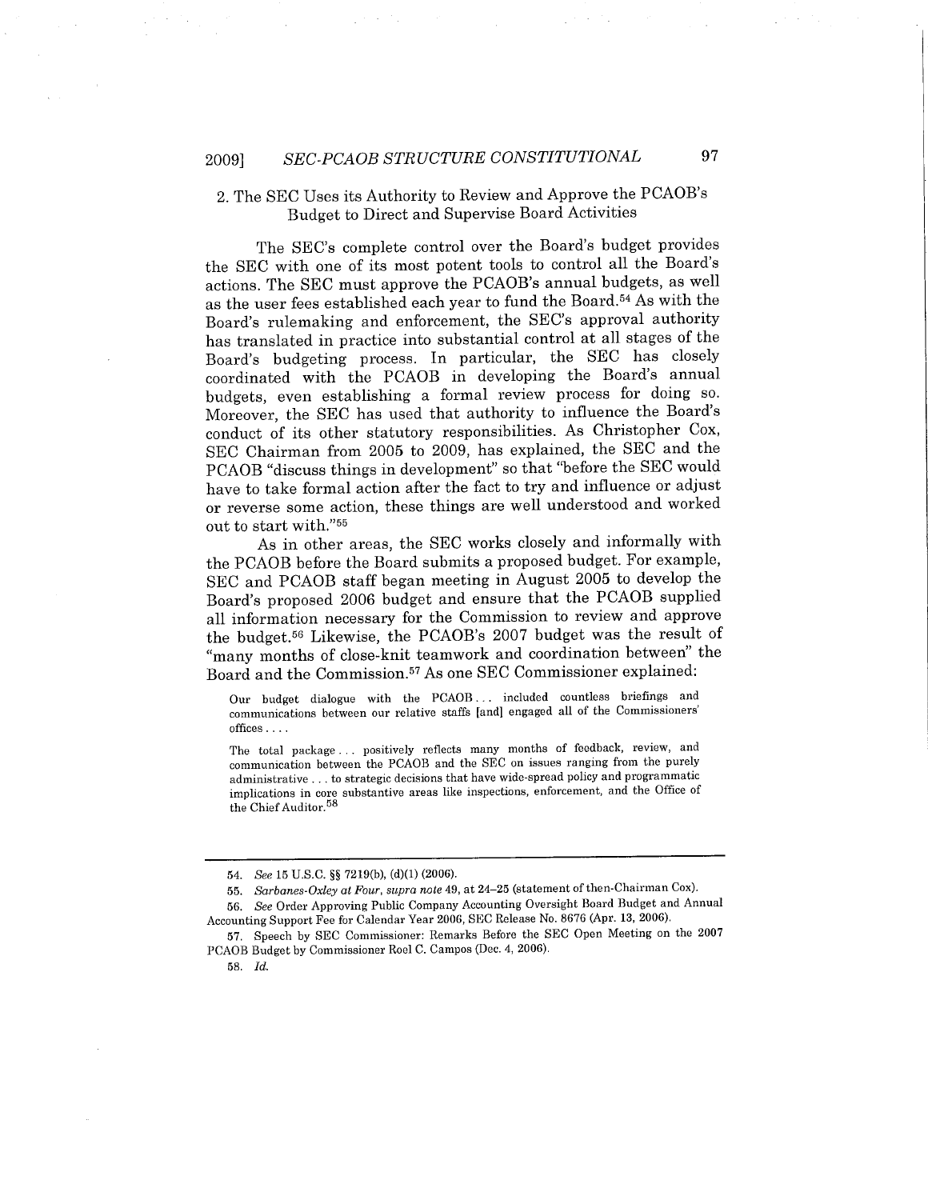### 2. The SEC Uses its Authority to Review and Approve the PCAOB's Budget to Direct and Supervise Board Activities

The SEC's complete control over the Board's budget provides the SEC with one of its most potent tools to control all the Board's actions. The SEC must approve the PCAOB's annual budgets, as well as the user fees established each year to fund the Board.[54] As with the Board's rulemaking and enforcement, the SEC's approval authority has translated in practice into substantial control at all stages of the Board's budgeting process. In particular, the SEC has closely coordinated with the PCAOB in developing the Board's annual budgets, even establishing a formal review process for doing so. Moreover, the SEC has used that authority to influence the Board's conduct of its other statutory responsibilities. As Christopher Cox, SEC Chairman from 2005 to 2009, has explained, the SEC and the PCAOB "discuss things in development" so that "before the SEC would have to take formal action after the fact to try and influence or adjust or reverse some action, these things are well understood and worked out to start with."[55]

As in other areas, the SEC works closely and informally with the PCAOB before the Board submits a proposed budget. For example, SEC and PCAOB staff began meeting in August 2005 to develop the Board's proposed 2006 budget and ensure that the PCAOB supplied all information necessary for the Commission to review and approve the budget.[56] Likewise, the PCAOB's 2007 budget was the result of "many months of close-knit teamwork and coordination between" the Board and the Commission.[57] As one SEC Commissioner explained:

> Our budget dialogue with the PCAOB . . . included countless briefings and communications between our relative staffs [and] engaged all of the Commissioners' offices . . . .
>
> The total package . . . positively reflects many months of feedback, review, and communication between the PCAOB and the SEC on issues ranging from the purely administrative . . . to strategic decisions that have wide-spread policy and programmatic implications in core substantive areas like inspections, enforcement, and the Office of the Chief Auditor.[58]

---

54. *See* 15 U.S.C. §§ 7219(b), (d)(1) (2006).

55. *Sarbanes-Oxley at Four*, *supra* note 49, at 24–25 (statement of then-Chairman Cox).

56. *See* Order Approving Public Company Accounting Oversight Board Budget and Annual Accounting Support Fee for Calendar Year 2006, SEC Release No. 8676 (Apr. 13, 2006).

57. Speech by SEC Commissioner: Remarks Before the SEC Open Meeting on the 2007 PCAOB Budget by Commissioner Roel C. Campos (Dec. 4, 2006).

58. *Id.*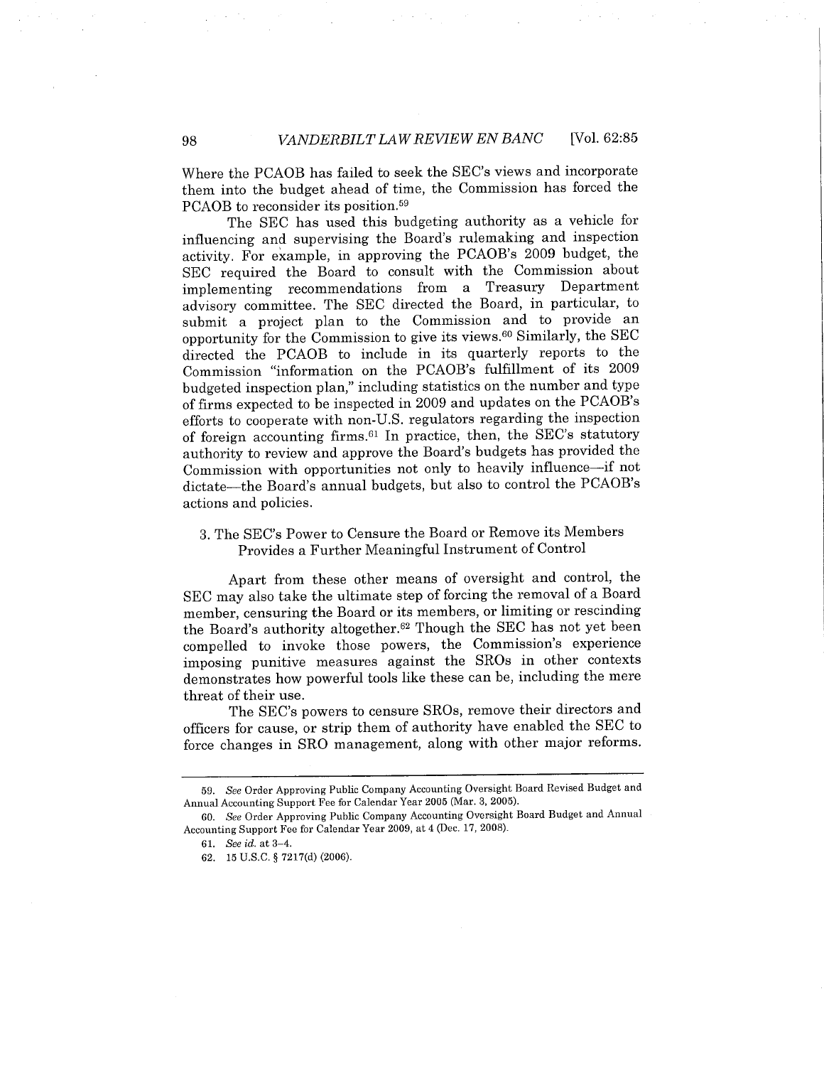Where the PCAOB has failed to seek the SEC's views and incorporate them into the budget ahead of time, the Commission has forced the PCAOB to reconsider its position.[59]

The SEC has used this budgeting authority as a vehicle for influencing and supervising the Board's rulemaking and inspection activity. For example, in approving the PCAOB's 2009 budget, the SEC required the Board to consult with the Commission about implementing recommendations from a Treasury Department advisory committee. The SEC directed the Board, in particular, to submit a project plan to the Commission and to provide an opportunity for the Commission to give its views.[60] Similarly, the SEC directed the PCAOB to include in its quarterly reports to the Commission "information on the PCAOB's fulfillment of its 2009 budgeted inspection plan," including statistics on the number and type of firms expected to be inspected in 2009 and updates on the PCAOB's efforts to cooperate with non-U.S. regulators regarding the inspection of foreign accounting firms.[61] In practice, then, the SEC's statutory authority to review and approve the Board's budgets has provided the Commission with opportunities not only to heavily influence—if not dictate—the Board's annual budgets, but also to control the PCAOB's actions and policies.

### 3. The SEC's Power to Censure the Board or Remove its Members Provides a Further Meaningful Instrument of Control

Apart from these other means of oversight and control, the SEC may also take the ultimate step of forcing the removal of a Board member, censuring the Board or its members, or limiting or rescinding the Board's authority altogether.[62] Though the SEC has not yet been compelled to invoke those powers, the Commission's experience imposing punitive measures against the SROs in other contexts demonstrates how powerful tools like these can be, including the mere threat of their use.

The SEC's powers to censure SROs, remove their directors and officers for cause, or strip them of authority have enabled the SEC to force changes in SRO management, along with other major reforms.

---

59. *See* Order Approving Public Company Accounting Oversight Board Revised Budget and Annual Accounting Support Fee for Calendar Year 2005 (Mar. 3, 2005).

60. *See* Order Approving Public Company Accounting Oversight Board Budget and Annual Accounting Support Fee for Calendar Year 2009, at 4 (Dec. 17, 2008).

61. *See id.* at 3–4.

62. 15 U.S.C. § 7217(d) (2006).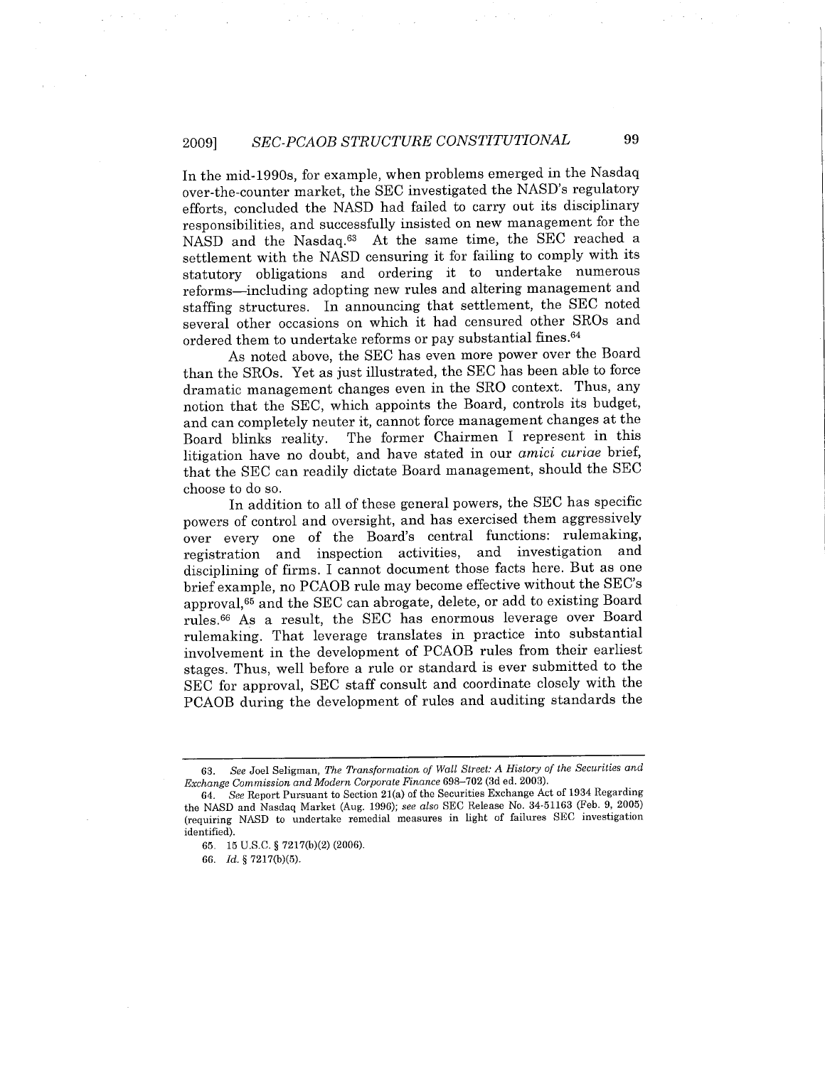In the mid-1990s, for example, when problems emerged in the Nasdaq over-the-counter market, the SEC investigated the NASD's regulatory efforts, concluded the NASD had failed to carry out its disciplinary responsibilities, and successfully insisted on new management for the NASD and the Nasdaq.[63] At the same time, the SEC reached a settlement with the NASD censuring it for failing to comply with its statutory obligations and ordering it to undertake numerous reforms—including adopting new rules and altering management and staffing structures. In announcing that settlement, the SEC noted several other occasions on which it had censured other SROs and ordered them to undertake reforms or pay substantial fines.[64]

As noted above, the SEC has even more power over the Board than the SROs. Yet as just illustrated, the SEC has been able to force dramatic management changes even in the SRO context. Thus, any notion that the SEC, which appoints the Board, controls its budget, and can completely neuter it, cannot force management changes at the Board blinks reality. The former Chairmen I represent in this litigation have no doubt, and have stated in our *amici curiae* brief, that the SEC can readily dictate Board management, should the SEC choose to do so.

In addition to all of these general powers, the SEC has specific powers of control and oversight, and has exercised them aggressively over every one of the Board's central functions: rulemaking, registration and inspection activities, and investigation and disciplining of firms. I cannot document those facts here. But as one brief example, no PCAOB rule may become effective without the SEC's approval,[65] and the SEC can abrogate, delete, or add to existing Board rules.[66] As a result, the SEC has enormous leverage over Board rulemaking. That leverage translates in practice into substantial involvement in the development of PCAOB rules from their earliest stages. Thus, well before a rule or standard is ever submitted to the SEC for approval, SEC staff consult and coordinate closely with the PCAOB during the development of rules and auditing standards the

---

63. *See* Joel Seligman, *The Transformation of Wall Street: A History of the Securities and Exchange Commission and Modern Corporate Finance* 698–702 (3d ed. 2003).

64. *See* Report Pursuant to Section 21(a) of the Securities Exchange Act of 1934 Regarding the NASD and Nasdaq Market (Aug. 1996); *see also* SEC Release No. 34-51163 (Feb. 9, 2005) (requiring NASD to undertake remedial measures in light of failures SEC investigation identified).

65. 15 U.S.C. § 7217(b)(2) (2006).

66. *Id.* § 7217(b)(5).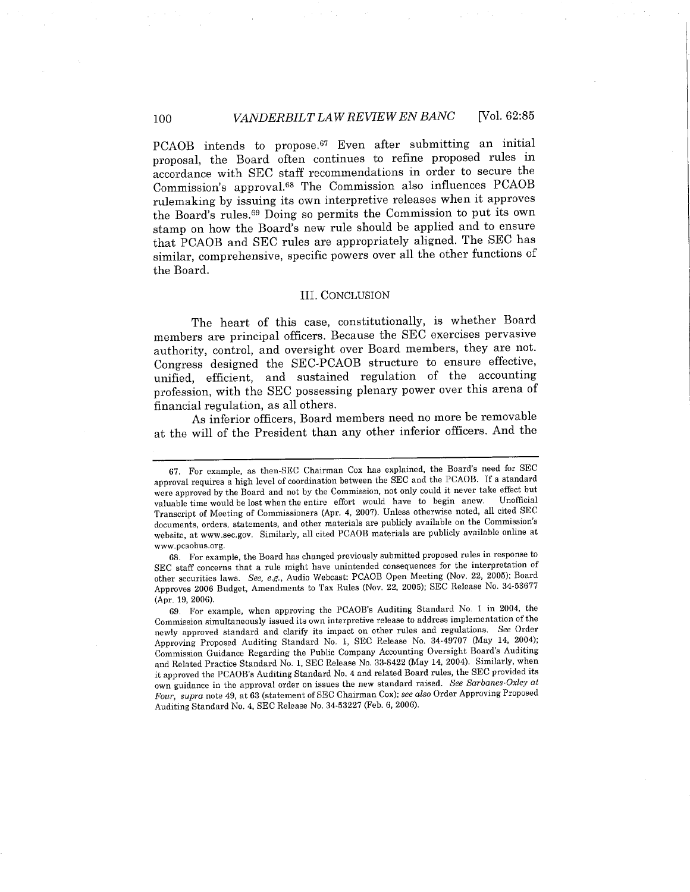PCAOB intends to propose.[67] Even after submitting an initial proposal, the Board often continues to refine proposed rules in accordance with SEC staff recommendations in order to secure the Commission's approval.[68] The Commission also influences PCAOB rulemaking by issuing its own interpretive releases when it approves the Board's rules.[69] Doing so permits the Commission to put its own stamp on how the Board's new rule should be applied and to ensure that PCAOB and SEC rules are appropriately aligned. The SEC has similar, comprehensive, specific powers over all the other functions of the Board.

## III. CONCLUSION

The heart of this case, constitutionally, is whether Board members are principal officers. Because the SEC exercises pervasive authority, control, and oversight over Board members, they are not. Congress designed the SEC-PCAOB structure to ensure effective, unified, efficient, and sustained regulation of the accounting profession, with the SEC possessing plenary power over this arena of financial regulation, as all others.

As inferior officers, Board members need no more be removable at the will of the President than any other inferior officers. And the

---

67. For example, as then-SEC Chairman Cox has explained, the Board's need for SEC approval requires a high level of coordination between the SEC and the PCAOB. If a standard were approved by the Board and not by the Commission, not only could it never take effect but valuable time would be lost when the entire effort would have to begin anew. Unofficial Transcript of Meeting of Commissioners (Apr. 4, 2007). Unless otherwise noted, all cited SEC documents, orders, statements, and other materials are publicly available on the Commission's website, at www.sec.gov. Similarly, all cited PCAOB materials are publicly available online at www.pcaobus.org.

68. For example, the Board has changed previously submitted proposed rules in response to SEC staff concerns that a rule might have unintended consequences for the interpretation of other securities laws. *See, e.g.*, Audio Webcast: PCAOB Open Meeting (Nov. 22, 2005); Board Approves 2006 Budget, Amendments to Tax Rules (Nov. 22, 2005); SEC Release No. 34-53677 (Apr. 19, 2006).

69. For example, when approving the PCAOB's Auditing Standard No. 1 in 2004, the Commission simultaneously issued its own interpretive release to address implementation of the newly approved standard and clarify its impact on other rules and regulations. *See* Order Approving Proposed Auditing Standard No. 1, SEC Release No. 34-49707 (May 14, 2004); Commission Guidance Regarding the Public Company Accounting Oversight Board's Auditing and Related Practice Standard No. 1, SEC Release No. 33-8422 (May 14, 2004). Similarly, when it approved the PCAOB's Auditing Standard No. 4 and related Board rules, the SEC provided its own guidance in the approval order on issues the new standard raised. *See Sarbanes-Oxley at Four*, *supra* note 49, at 63 (statement of SEC Chairman Cox); *see also* Order Approving Proposed Auditing Standard No. 4, SEC Release No. 34-53227 (Feb. 6, 2006).